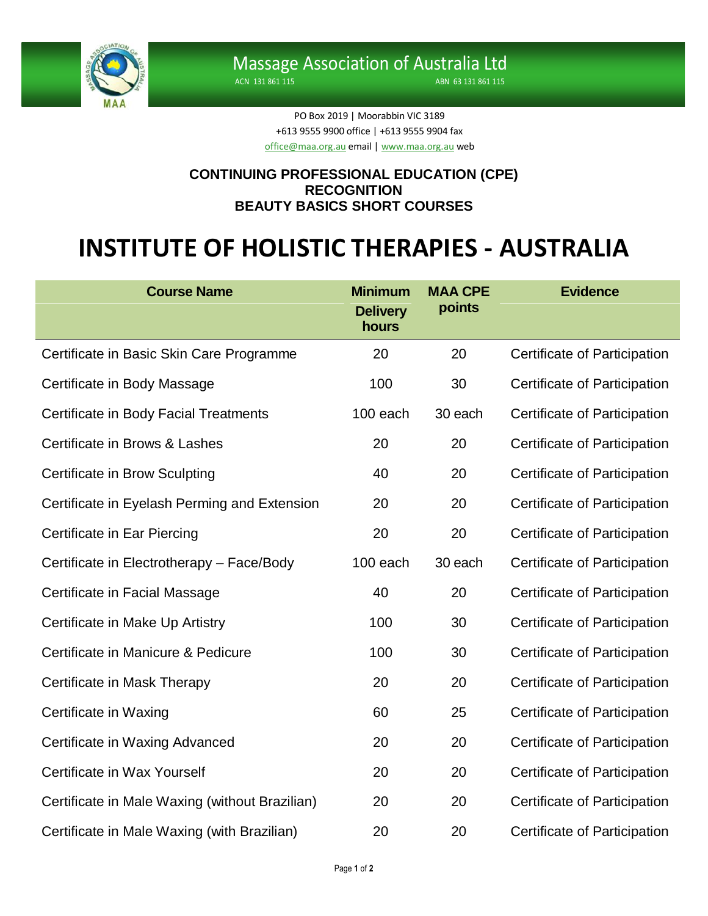# Massage Association of Australia Ltd

ACN 131 861 115 ABN 63 131 861 115

PO Box 2019 | Moorabbin VIC 3189
+613 9555 9900 office | +613 9555 9904 fax
office@maa.org.au email | www.maa.org.au web

### CONTINUING PROFESSIONAL EDUCATION (CPE) RECOGNITION BEAUTY BASICS SHORT COURSES

# INSTITUTE OF HOLISTIC THERAPIES - AUSTRALIA

| Course Name | Minimum Delivery hours | MAA CPE points | Evidence |
|---|---|---|---|
| Certificate in Basic Skin Care Programme | 20 | 20 | Certificate of Participation |
| Certificate in Body Massage | 100 | 30 | Certificate of Participation |
| Certificate in Body Facial Treatments | 100 each | 30 each | Certificate of Participation |
| Certificate in Brows & Lashes | 20 | 20 | Certificate of Participation |
| Certificate in Brow Sculpting | 40 | 20 | Certificate of Participation |
| Certificate in Eyelash Perming and Extension | 20 | 20 | Certificate of Participation |
| Certificate in Ear Piercing | 20 | 20 | Certificate of Participation |
| Certificate in Electrotherapy – Face/Body | 100 each | 30 each | Certificate of Participation |
| Certificate in Facial Massage | 40 | 20 | Certificate of Participation |
| Certificate in Make Up Artistry | 100 | 30 | Certificate of Participation |
| Certificate in Manicure & Pedicure | 100 | 30 | Certificate of Participation |
| Certificate in Mask Therapy | 20 | 20 | Certificate of Participation |
| Certificate in Waxing | 60 | 25 | Certificate of Participation |
| Certificate in Waxing Advanced | 20 | 20 | Certificate of Participation |
| Certificate in Wax Yourself | 20 | 20 | Certificate of Participation |
| Certificate in Male Waxing (without Brazilian) | 20 | 20 | Certificate of Participation |
| Certificate in Male Waxing (with Brazilian) | 20 | 20 | Certificate of Participation |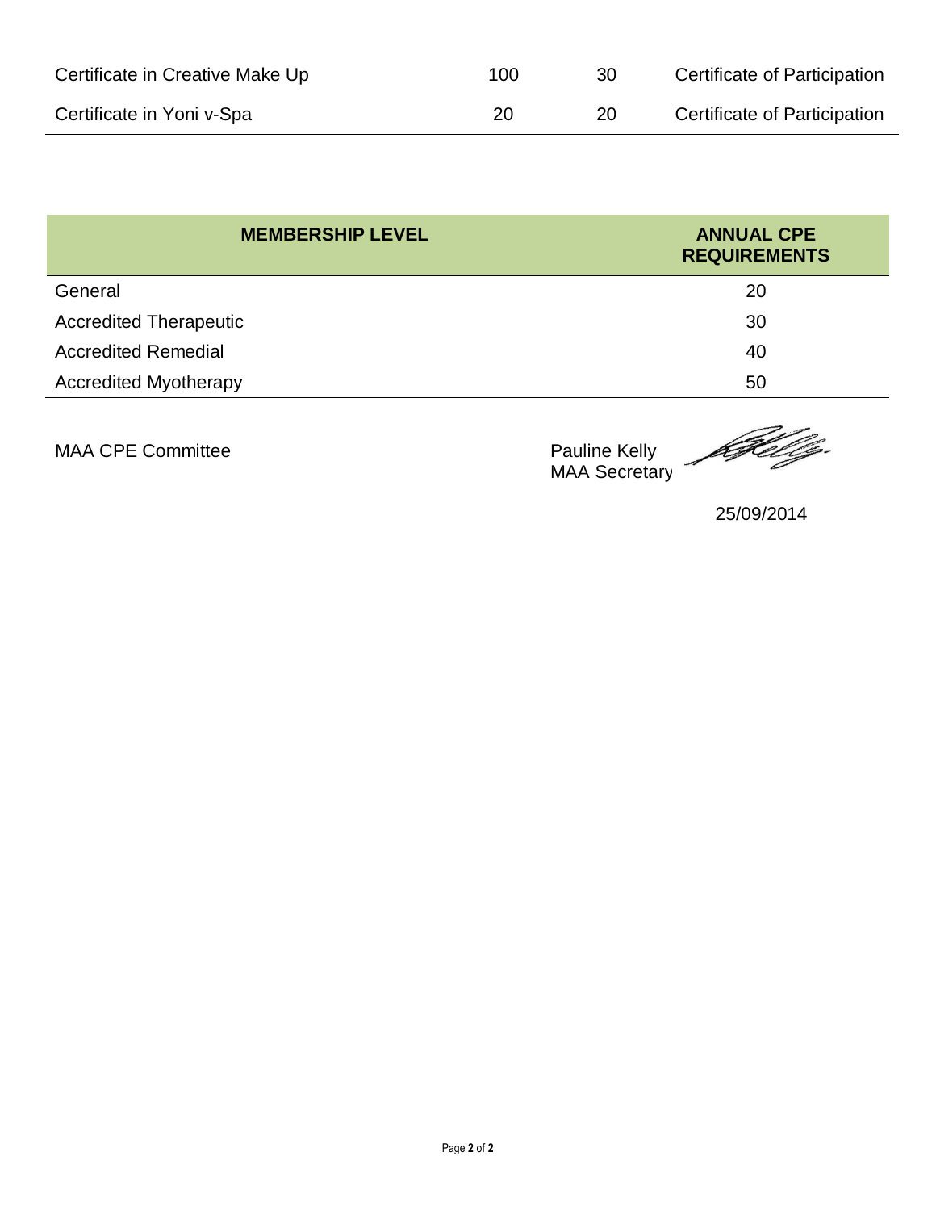| | | | |
|---|---|---|---|
| Certificate in Creative Make Up | 100 | 30 | Certificate of Participation |
| Certificate in Yoni v-Spa | 20 | 20 | Certificate of Participation |

| MEMBERSHIP LEVEL | ANNUAL CPE REQUIREMENTS |
|---|---|
| General | 20 |
| Accredited Therapeutic | 30 |
| Accredited Remedial | 40 |
| Accredited Myotherapy | 50 |

MAA CPE Committee

Pauline Kelly
MAA Secretary

25/09/2014